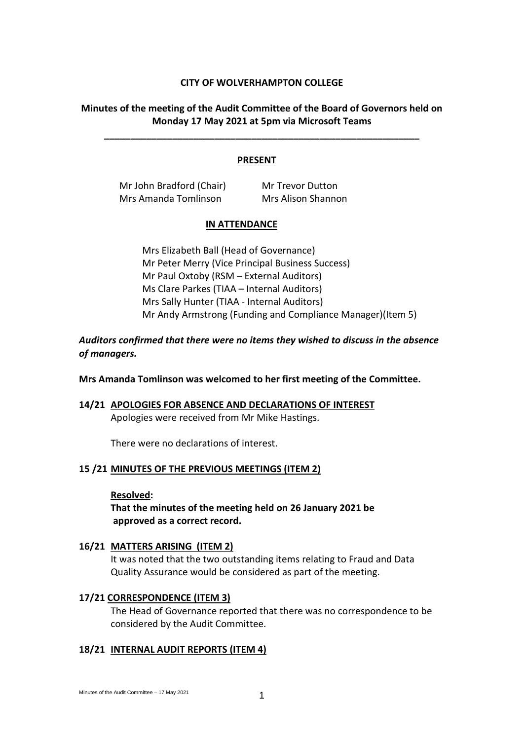**CITY OF WOLVERHAMPTON COLLEGE**

**Minutes of the meeting of the Audit Committee of the Board of Governors held on Monday 17 May 2021 at 5pm via Microsoft Teams**

---

**PRESENT**

| | |
|---|---|
| Mr John Bradford (Chair) | Mr Trevor Dutton |
| Mrs Amanda Tomlinson | Mrs Alison Shannon |

**IN ATTENDANCE**

Mrs Elizabeth Ball (Head of Governance)
Mr Peter Merry (Vice Principal Business Success)
Mr Paul Oxtoby (RSM – External Auditors)
Ms Clare Parkes (TIAA – Internal Auditors)
Mrs Sally Hunter (TIAA - Internal Auditors)
Mr Andy Armstrong (Funding and Compliance Manager)(Item 5)

***Auditors confirmed that there were no items they wished to discuss in the absence of managers.***

**Mrs Amanda Tomlinson was welcomed to her first meeting of the Committee.**

**14/21 APOLOGIES FOR ABSENCE AND DECLARATIONS OF INTEREST**

Apologies were received from Mr Mike Hastings.

There were no declarations of interest.

**15 /21 MINUTES OF THE PREVIOUS MEETINGS (ITEM 2)**

**Resolved:**
**That the minutes of the meeting held on 26 January 2021 be approved as a correct record.**

**16/21 MATTERS ARISING (ITEM 2)**

It was noted that the two outstanding items relating to Fraud and Data Quality Assurance would be considered as part of the meeting.

**17/21 CORRESPONDENCE (ITEM 3)**

The Head of Governance reported that there was no correspondence to be considered by the Audit Committee.

**18/21 INTERNAL AUDIT REPORTS (ITEM 4)**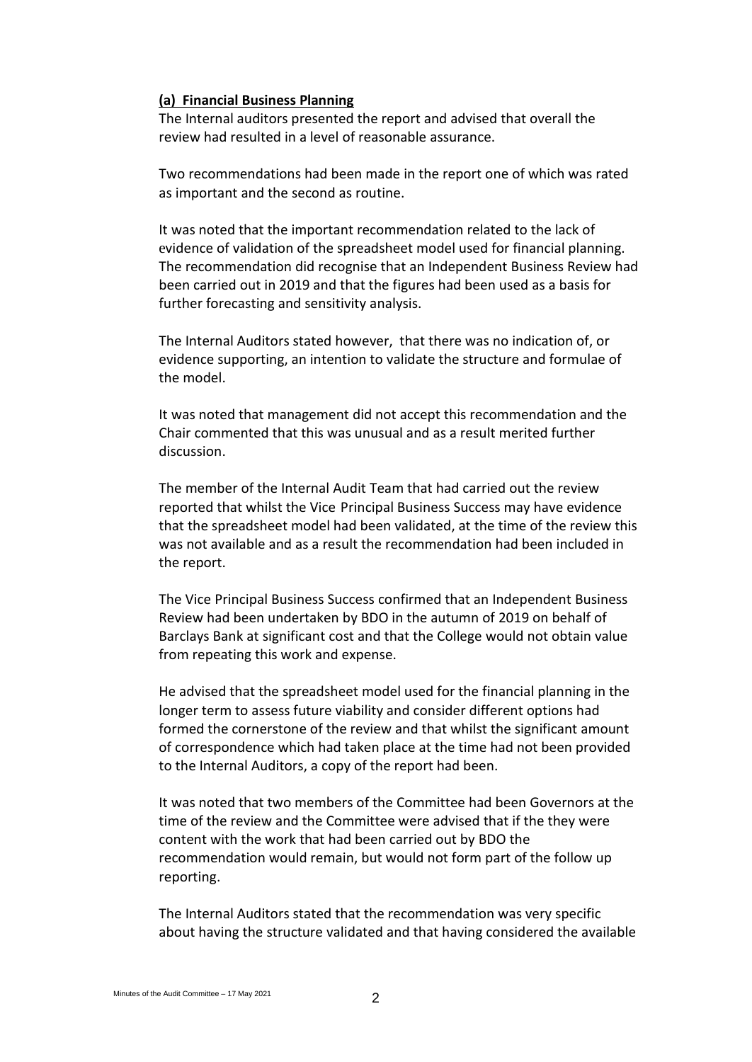**(a) Financial Business Planning**

The Internal auditors presented the report and advised that overall the review had resulted in a level of reasonable assurance.

Two recommendations had been made in the report one of which was rated as important and the second as routine.

It was noted that the important recommendation related to the lack of evidence of validation of the spreadsheet model used for financial planning. The recommendation did recognise that an Independent Business Review had been carried out in 2019 and that the figures had been used as a basis for further forecasting and sensitivity analysis.

The Internal Auditors stated however, that there was no indication of, or evidence supporting, an intention to validate the structure and formulae of the model.

It was noted that management did not accept this recommendation and the Chair commented that this was unusual and as a result merited further discussion.

The member of the Internal Audit Team that had carried out the review reported that whilst the Vice Principal Business Success may have evidence that the spreadsheet model had been validated, at the time of the review this was not available and as a result the recommendation had been included in the report.

The Vice Principal Business Success confirmed that an Independent Business Review had been undertaken by BDO in the autumn of 2019 on behalf of Barclays Bank at significant cost and that the College would not obtain value from repeating this work and expense.

He advised that the spreadsheet model used for the financial planning in the longer term to assess future viability and consider different options had formed the cornerstone of the review and that whilst the significant amount of correspondence which had taken place at the time had not been provided to the Internal Auditors, a copy of the report had been.

It was noted that two members of the Committee had been Governors at the time of the review and the Committee were advised that if the they were content with the work that had been carried out by BDO the recommendation would remain, but would not form part of the follow up reporting.

The Internal Auditors stated that the recommendation was very specific about having the structure validated and that having considered the available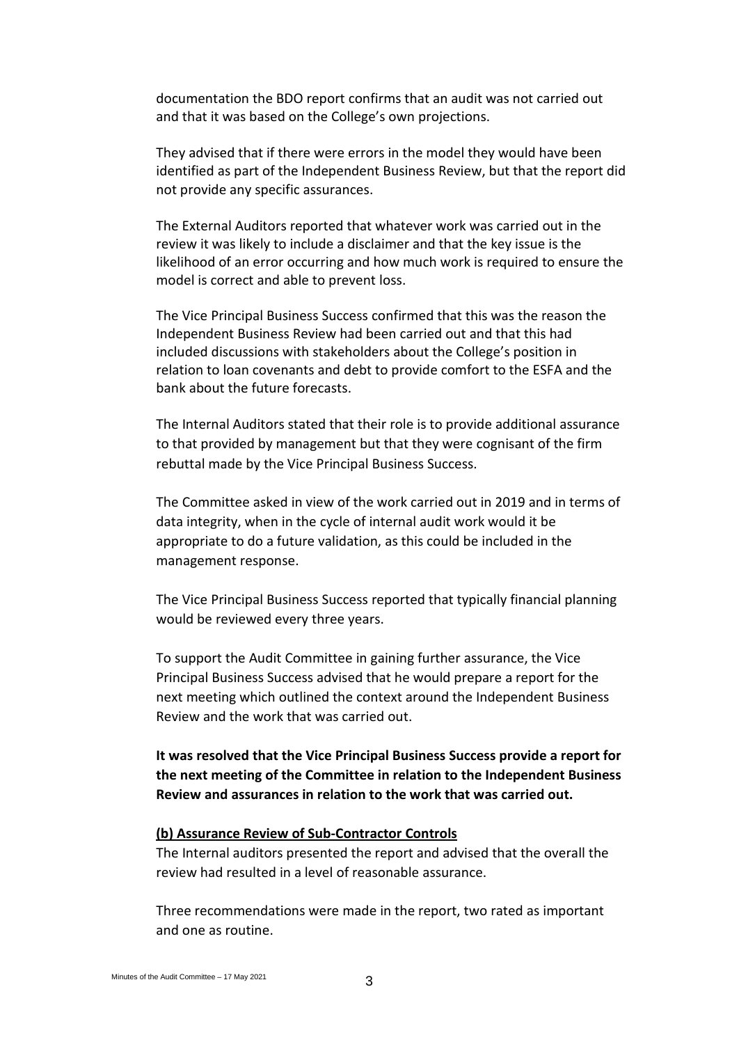documentation the BDO report confirms that an audit was not carried out and that it was based on the College's own projections.

They advised that if there were errors in the model they would have been identified as part of the Independent Business Review, but that the report did not provide any specific assurances.

The External Auditors reported that whatever work was carried out in the review it was likely to include a disclaimer and that the key issue is the likelihood of an error occurring and how much work is required to ensure the model is correct and able to prevent loss.

The Vice Principal Business Success confirmed that this was the reason the Independent Business Review had been carried out and that this had included discussions with stakeholders about the College's position in relation to loan covenants and debt to provide comfort to the ESFA and the bank about the future forecasts.

The Internal Auditors stated that their role is to provide additional assurance to that provided by management but that they were cognisant of the firm rebuttal made by the Vice Principal Business Success.

The Committee asked in view of the work carried out in 2019 and in terms of data integrity, when in the cycle of internal audit work would it be appropriate to do a future validation, as this could be included in the management response.

The Vice Principal Business Success reported that typically financial planning would be reviewed every three years.

To support the Audit Committee in gaining further assurance, the Vice Principal Business Success advised that he would prepare a report for the next meeting which outlined the context around the Independent Business Review and the work that was carried out.

**It was resolved that the Vice Principal Business Success provide a report for the next meeting of the Committee in relation to the Independent Business Review and assurances in relation to the work that was carried out.**

**(b) Assurance Review of Sub-Contractor Controls**

The Internal auditors presented the report and advised that the overall the review had resulted in a level of reasonable assurance.

Three recommendations were made in the report, two rated as important and one as routine.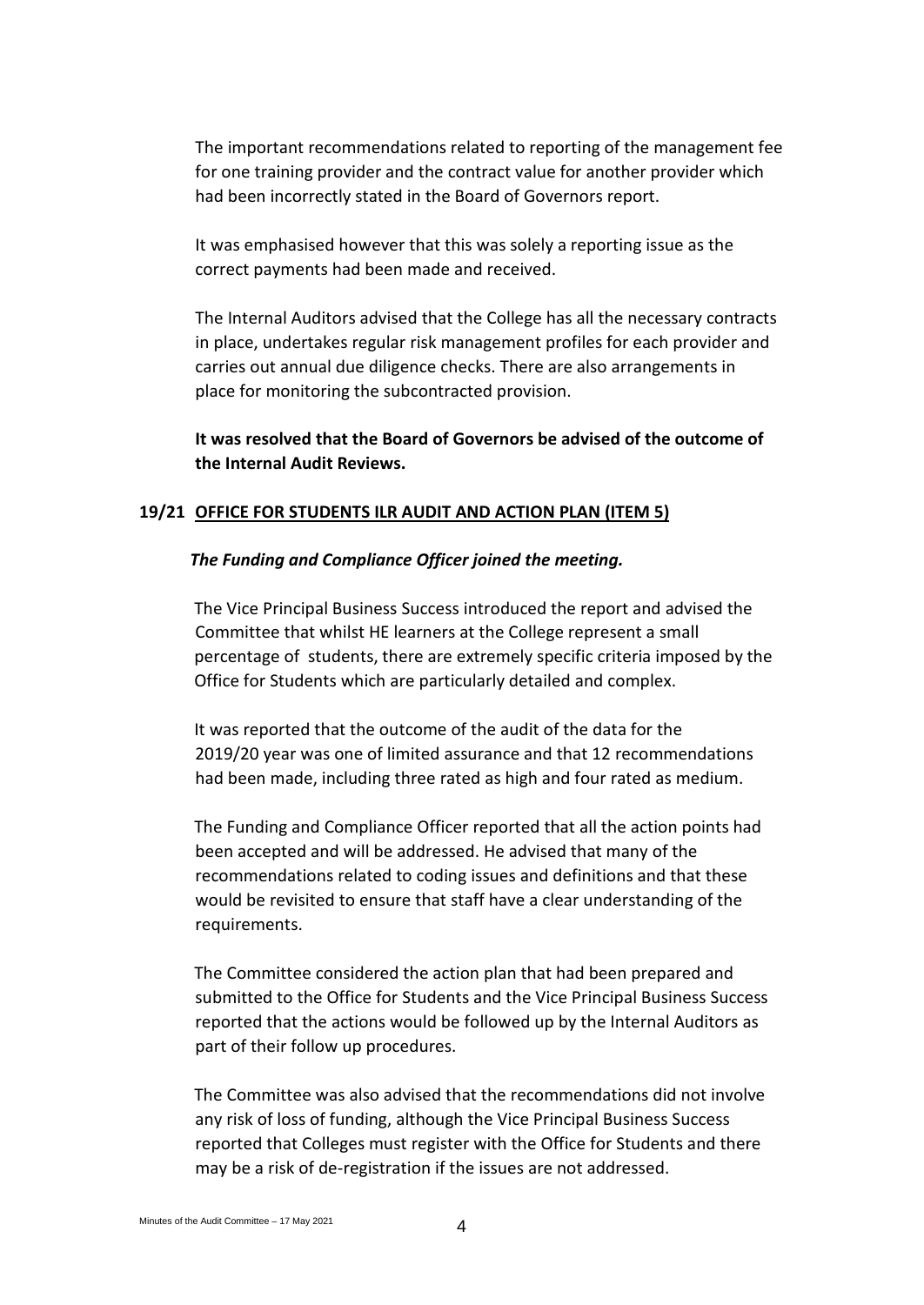The important recommendations related to reporting of the management fee for one training provider and the contract value for another provider which had been incorrectly stated in the Board of Governors report.

It was emphasised however that this was solely a reporting issue as the correct payments had been made and received.

The Internal Auditors advised that the College has all the necessary contracts in place, undertakes regular risk management profiles for each provider and carries out annual due diligence checks. There are also arrangements in place for monitoring the subcontracted provision.

**It was resolved that the Board of Governors be advised of the outcome of the Internal Audit Reviews.**

## 19/21 OFFICE FOR STUDENTS ILR AUDIT AND ACTION PLAN (ITEM 5)

***The Funding and Compliance Officer joined the meeting.***

The Vice Principal Business Success introduced the report and advised the Committee that whilst HE learners at the College represent a small percentage of students, there are extremely specific criteria imposed by the Office for Students which are particularly detailed and complex.

It was reported that the outcome of the audit of the data for the 2019/20 year was one of limited assurance and that 12 recommendations had been made, including three rated as high and four rated as medium.

The Funding and Compliance Officer reported that all the action points had been accepted and will be addressed. He advised that many of the recommendations related to coding issues and definitions and that these would be revisited to ensure that staff have a clear understanding of the requirements.

The Committee considered the action plan that had been prepared and submitted to the Office for Students and the Vice Principal Business Success reported that the actions would be followed up by the Internal Auditors as part of their follow up procedures.

The Committee was also advised that the recommendations did not involve any risk of loss of funding, although the Vice Principal Business Success reported that Colleges must register with the Office for Students and there may be a risk of de-registration if the issues are not addressed.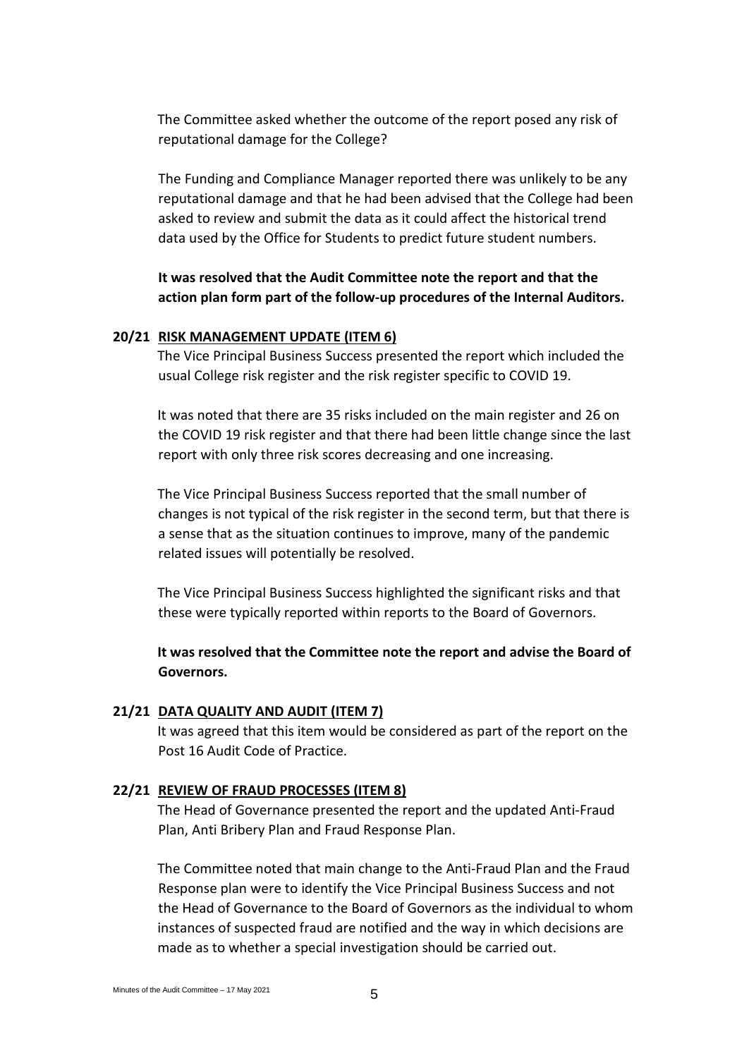The Committee asked whether the outcome of the report posed any risk of reputational damage for the College?

The Funding and Compliance Manager reported there was unlikely to be any reputational damage and that he had been advised that the College had been asked to review and submit the data as it could affect the historical trend data used by the Office for Students to predict future student numbers.

**It was resolved that the Audit Committee note the report and that the action plan form part of the follow-up procedures of the Internal Auditors.**

**20/21 RISK MANAGEMENT UPDATE (ITEM 6)**

The Vice Principal Business Success presented the report which included the usual College risk register and the risk register specific to COVID 19.

It was noted that there are 35 risks included on the main register and 26 on the COVID 19 risk register and that there had been little change since the last report with only three risk scores decreasing and one increasing.

The Vice Principal Business Success reported that the small number of changes is not typical of the risk register in the second term, but that there is a sense that as the situation continues to improve, many of the pandemic related issues will potentially be resolved.

The Vice Principal Business Success highlighted the significant risks and that these were typically reported within reports to the Board of Governors.

**It was resolved that the Committee note the report and advise the Board of Governors.**

**21/21 DATA QUALITY AND AUDIT (ITEM 7)**

It was agreed that this item would be considered as part of the report on the Post 16 Audit Code of Practice.

**22/21 REVIEW OF FRAUD PROCESSES (ITEM 8)**

The Head of Governance presented the report and the updated Anti-Fraud Plan, Anti Bribery Plan and Fraud Response Plan.

The Committee noted that main change to the Anti-Fraud Plan and the Fraud Response plan were to identify the Vice Principal Business Success and not the Head of Governance to the Board of Governors as the individual to whom instances of suspected fraud are notified and the way in which decisions are made as to whether a special investigation should be carried out.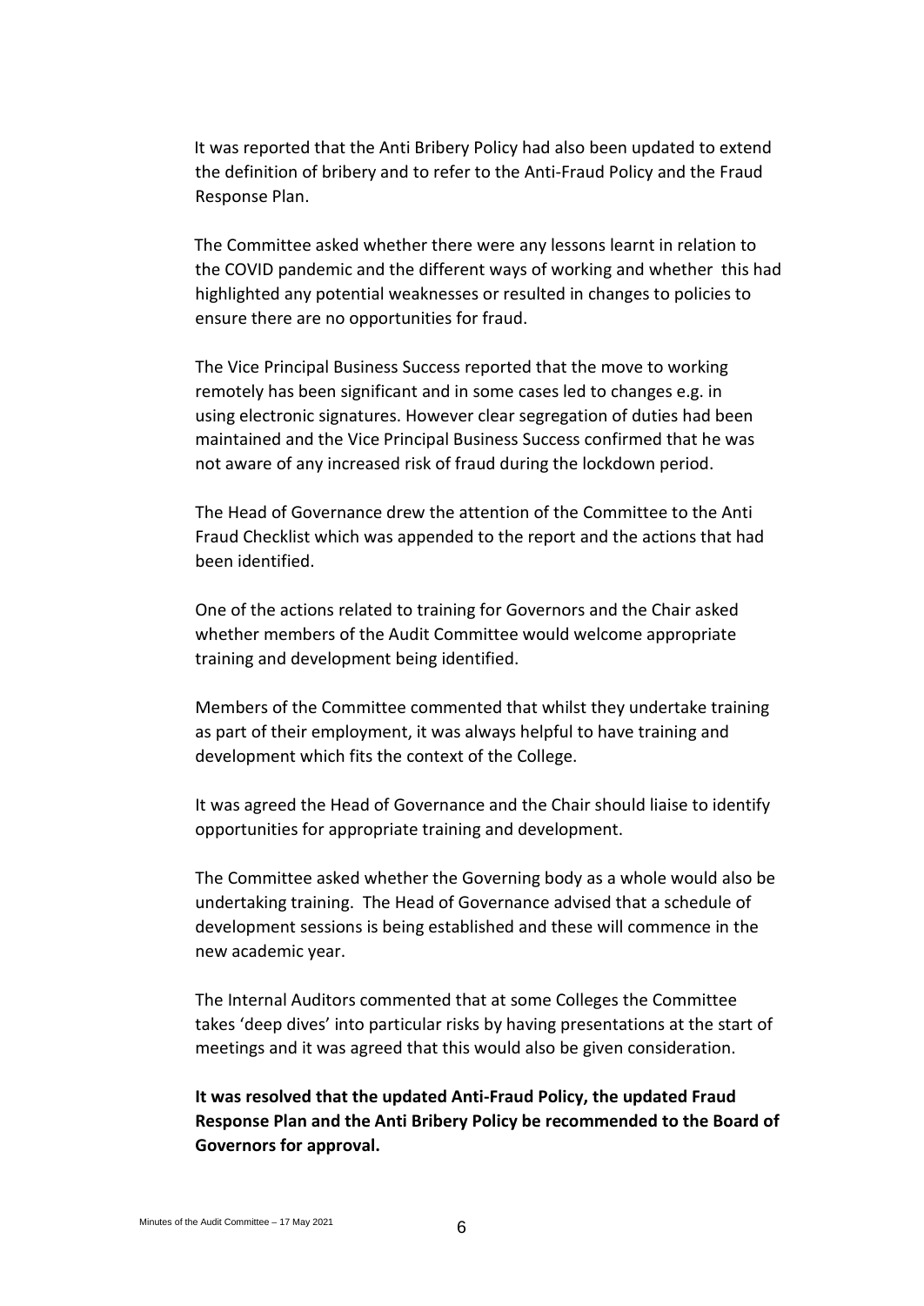It was reported that the Anti Bribery Policy had also been updated to extend the definition of bribery and to refer to the Anti-Fraud Policy and the Fraud Response Plan.

The Committee asked whether there were any lessons learnt in relation to the COVID pandemic and the different ways of working and whether this had highlighted any potential weaknesses or resulted in changes to policies to ensure there are no opportunities for fraud.

The Vice Principal Business Success reported that the move to working remotely has been significant and in some cases led to changes e.g. in using electronic signatures. However clear segregation of duties had been maintained and the Vice Principal Business Success confirmed that he was not aware of any increased risk of fraud during the lockdown period.

The Head of Governance drew the attention of the Committee to the Anti Fraud Checklist which was appended to the report and the actions that had been identified.

One of the actions related to training for Governors and the Chair asked whether members of the Audit Committee would welcome appropriate training and development being identified.

Members of the Committee commented that whilst they undertake training as part of their employment, it was always helpful to have training and development which fits the context of the College.

It was agreed the Head of Governance and the Chair should liaise to identify opportunities for appropriate training and development.

The Committee asked whether the Governing body as a whole would also be undertaking training. The Head of Governance advised that a schedule of development sessions is being established and these will commence in the new academic year.

The Internal Auditors commented that at some Colleges the Committee takes 'deep dives' into particular risks by having presentations at the start of meetings and it was agreed that this would also be given consideration.

**It was resolved that the updated Anti-Fraud Policy, the updated Fraud Response Plan and the Anti Bribery Policy be recommended to the Board of Governors for approval.**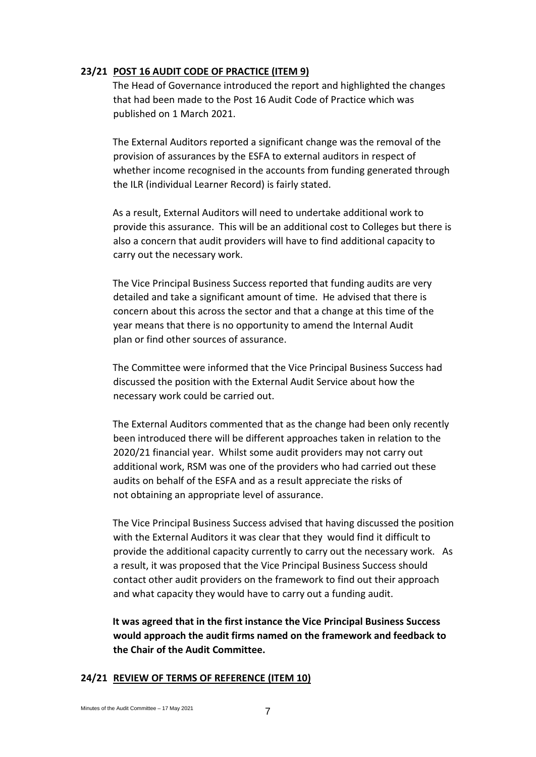**23/21 <u>POST 16 AUDIT CODE OF PRACTICE (ITEM 9)</u>**

The Head of Governance introduced the report and highlighted the changes that had been made to the Post 16 Audit Code of Practice which was published on 1 March 2021.

The External Auditors reported a significant change was the removal of the provision of assurances by the ESFA to external auditors in respect of whether income recognised in the accounts from funding generated through the ILR (individual Learner Record) is fairly stated.

As a result, External Auditors will need to undertake additional work to provide this assurance. This will be an additional cost to Colleges but there is also a concern that audit providers will have to find additional capacity to carry out the necessary work.

The Vice Principal Business Success reported that funding audits are very detailed and take a significant amount of time. He advised that there is concern about this across the sector and that a change at this time of the year means that there is no opportunity to amend the Internal Audit plan or find other sources of assurance.

The Committee were informed that the Vice Principal Business Success had discussed the position with the External Audit Service about how the necessary work could be carried out.

The External Auditors commented that as the change had been only recently been introduced there will be different approaches taken in relation to the 2020/21 financial year. Whilst some audit providers may not carry out additional work, RSM was one of the providers who had carried out these audits on behalf of the ESFA and as a result appreciate the risks of not obtaining an appropriate level of assurance.

The Vice Principal Business Success advised that having discussed the position with the External Auditors it was clear that they would find it difficult to provide the additional capacity currently to carry out the necessary work. As a result, it was proposed that the Vice Principal Business Success should contact other audit providers on the framework to find out their approach and what capacity they would have to carry out a funding audit.

**It was agreed that in the first instance the Vice Principal Business Success would approach the audit firms named on the framework and feedback to the Chair of the Audit Committee.**

**24/21 <u>REVIEW OF TERMS OF REFERENCE (ITEM 10)</u>**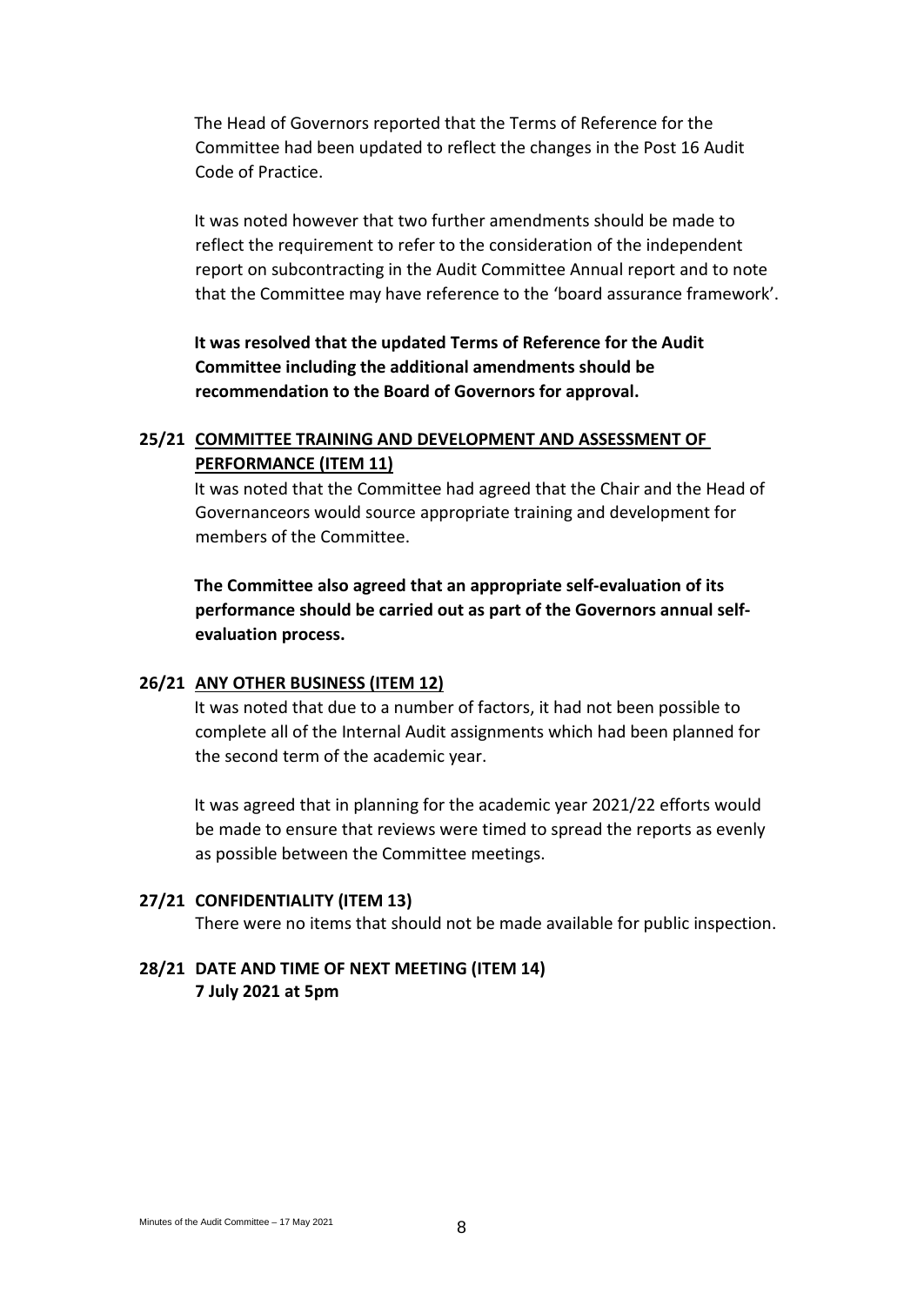The Head of Governors reported that the Terms of Reference for the Committee had been updated to reflect the changes in the Post 16 Audit Code of Practice.

It was noted however that two further amendments should be made to reflect the requirement to refer to the consideration of the independent report on subcontracting in the Audit Committee Annual report and to note that the Committee may have reference to the 'board assurance framework'.

**It was resolved that the updated Terms of Reference for the Audit Committee including the additional amendments should be recommendation to the Board of Governors for approval.**

**25/21 COMMITTEE TRAINING AND DEVELOPMENT AND ASSESSMENT OF PERFORMANCE (ITEM 11)**

It was noted that the Committee had agreed that the Chair and the Head of Governanceors would source appropriate training and development for members of the Committee.

**The Committee also agreed that an appropriate self-evaluation of its performance should be carried out as part of the Governors annual self-evaluation process.**

**26/21 ANY OTHER BUSINESS (ITEM 12)**

It was noted that due to a number of factors, it had not been possible to complete all of the Internal Audit assignments which had been planned for the second term of the academic year.

It was agreed that in planning for the academic year 2021/22 efforts would be made to ensure that reviews were timed to spread the reports as evenly as possible between the Committee meetings.

**27/21 CONFIDENTIALITY (ITEM 13)**

There were no items that should not be made available for public inspection.

**28/21 DATE AND TIME OF NEXT MEETING (ITEM 14)**

**7 July 2021 at 5pm**